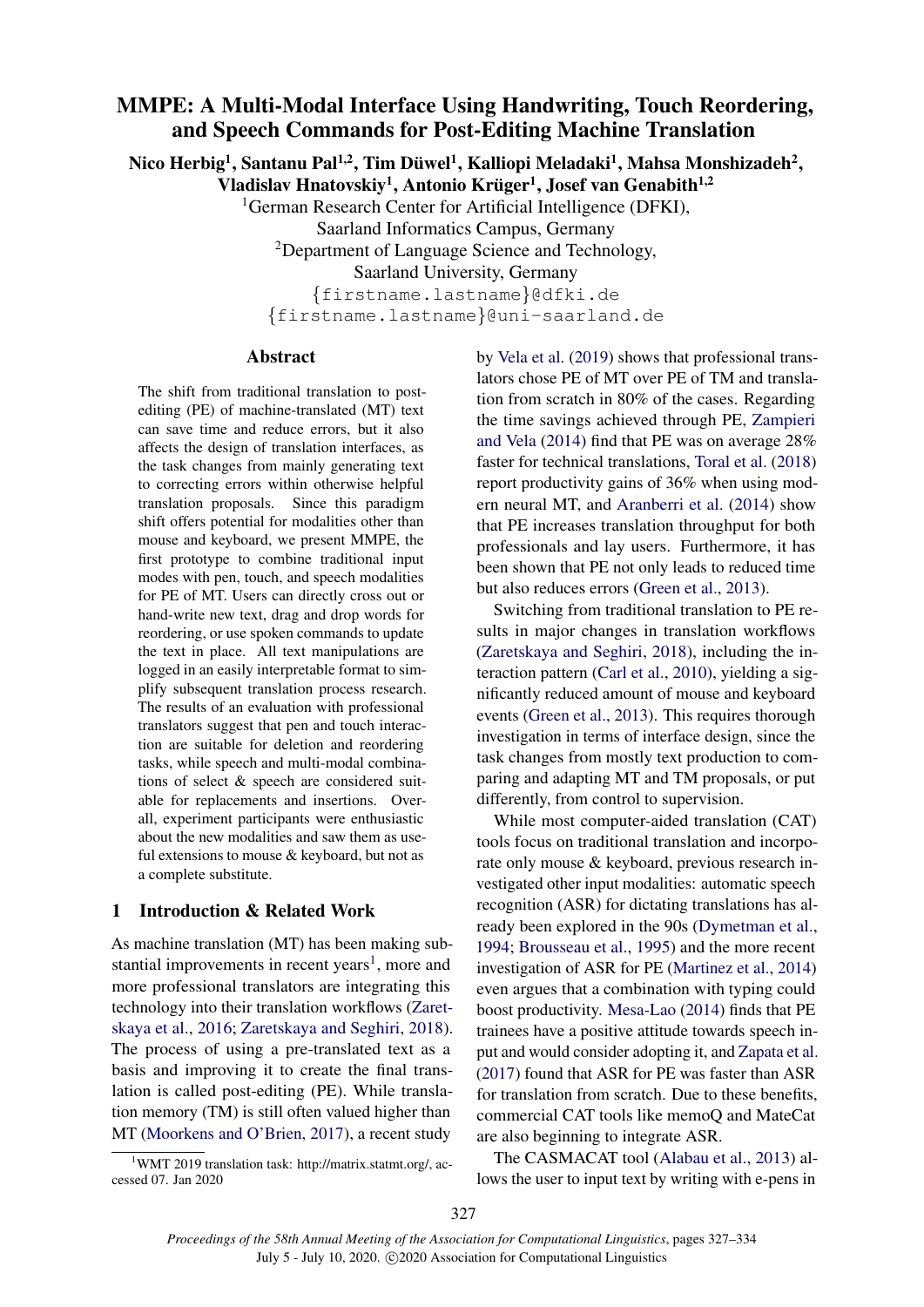# MMPE: A Multi-Modal Interface Using Handwriting, Touch Reordering, and Speech Commands for Post-Editing Machine Translation

**Nico Herbig[1], Santanu Pal[1,2], Tim Düwel[1], Kalliopi Meladaki[1], Mahsa Monshizadeh[2], Vladislav Hnatovskiy[1], Antonio Krüger[1], Josef van Genabith[1,2]**

[1]German Research Center for Artificial Intelligence (DFKI), Saarland Informatics Campus, Germany

[2]Department of Language Science and Technology, Saarland University, Germany

{firstname.lastname}@dfki.de

{firstname.lastname}@uni-saarland.de

## Abstract

The shift from traditional translation to post-editing (PE) of machine-translated (MT) text can save time and reduce errors, but it also affects the design of translation interfaces, as the task changes from mainly generating text to correcting errors within otherwise helpful translation proposals. Since this paradigm shift offers potential for modalities other than mouse and keyboard, we present MMPE, the first prototype to combine traditional input modes with pen, touch, and speech modalities for PE of MT. Users can directly cross out or hand-write new text, drag and drop words for reordering, or use spoken commands to update the text in place. All text manipulations are logged in an easily interpretable format to simplify subsequent translation process research. The results of an evaluation with professional translators suggest that pen and touch interaction are suitable for deletion and reordering tasks, while speech and multi-modal combinations of select & speech are considered suitable for replacements and insertions. Overall, experiment participants were enthusiastic about the new modalities and saw them as useful extensions to mouse & keyboard, but not as a complete substitute.

## 1 Introduction & Related Work

As machine translation (MT) has been making substantial improvements in recent years[1], more and more professional translators are integrating this technology into their translation workflows (Zaretskaya et al., 2016; Zaretskaya and Seghiri, 2018). The process of using a pre-translated text as a basis and improving it to create the final translation is called post-editing (PE). While translation memory (TM) is still often valued higher than MT (Moorkens and O'Brien, 2017), a recent study by Vela et al. (2019) shows that professional translators chose PE of MT over PE of TM and translation from scratch in 80% of the cases. Regarding the time savings achieved through PE, Zampieri and Vela (2014) find that PE was on average 28% faster for technical translations, Toral et al. (2018) report productivity gains of 36% when using modern neural MT, and Aranberri et al. (2014) show that PE increases translation throughput for both professionals and lay users. Furthermore, it has been shown that PE not only leads to reduced time but also reduces errors (Green et al., 2013).

Switching from traditional translation to PE results in major changes in translation workflows (Zaretskaya and Seghiri, 2018), including the interaction pattern (Carl et al., 2010), yielding a significantly reduced amount of mouse and keyboard events (Green et al., 2013). This requires thorough investigation in terms of interface design, since the task changes from mostly text production to comparing and adapting MT and TM proposals, or put differently, from control to supervision.

While most computer-aided translation (CAT) tools focus on traditional translation and incorporate only mouse & keyboard, previous research investigated other input modalities: automatic speech recognition (ASR) for dictating translations has already been explored in the 90s (Dymetman et al., 1994; Brousseau et al., 1995) and the more recent investigation of ASR for PE (Martinez et al., 2014) even argues that a combination with typing could boost productivity. Mesa-Lao (2014) finds that PE trainees have a positive attitude towards speech input and would consider adopting it, and Zapata et al. (2017) found that ASR for PE was faster than ASR for translation from scratch. Due to these benefits, commercial CAT tools like memoQ and MateCat are also beginning to integrate ASR.

The CASMACAT tool (Alabau et al., 2013) allows the user to input text by writing with e-pens in

[1]WMT 2019 translation task: http://matrix.statmt.org/, accessed 07. Jan 2020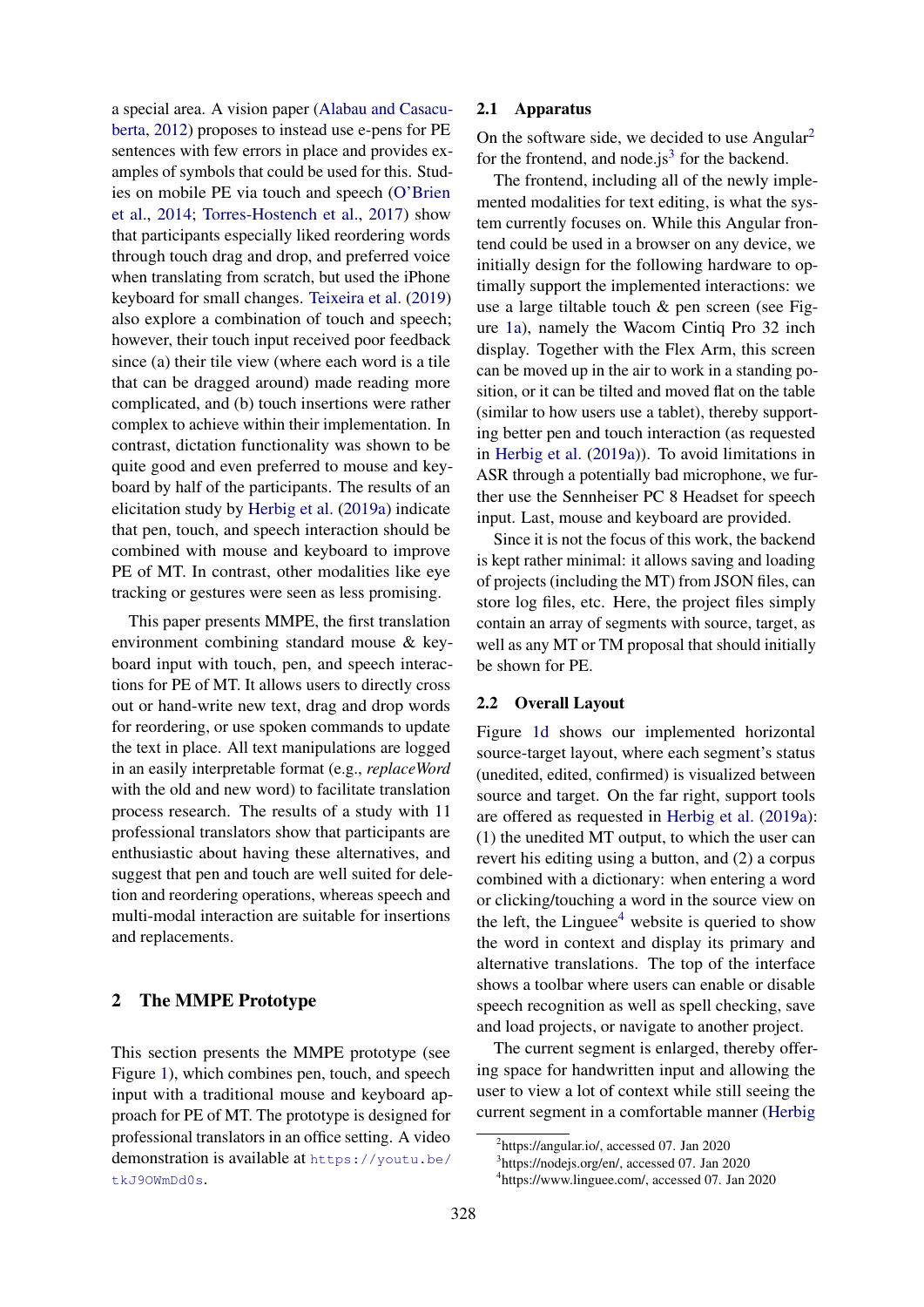a special area. A vision paper (Alabau and Casacuberta, 2012) proposes to instead use e-pens for PE sentences with few errors in place and provides examples of symbols that could be used for this. Studies on mobile PE via touch and speech (O'Brien et al., 2014; Torres-Hostench et al., 2017) show that participants especially liked reordering words through touch drag and drop, and preferred voice when translating from scratch, but used the iPhone keyboard for small changes. Teixeira et al. (2019) also explore a combination of touch and speech; however, their touch input received poor feedback since (a) their tile view (where each word is a tile that can be dragged around) made reading more complicated, and (b) touch insertions were rather complex to achieve within their implementation. In contrast, dictation functionality was shown to be quite good and even preferred to mouse and keyboard by half of the participants. The results of an elicitation study by Herbig et al. (2019a) indicate that pen, touch, and speech interaction should be combined with mouse and keyboard to improve PE of MT. In contrast, other modalities like eye tracking or gestures were seen as less promising.

This paper presents MMPE, the first translation environment combining standard mouse & keyboard input with touch, pen, and speech interactions for PE of MT. It allows users to directly cross out or hand-write new text, drag and drop words for reordering, or use spoken commands to update the text in place. All text manipulations are logged in an easily interpretable format (e.g., *replaceWord* with the old and new word) to facilitate translation process research. The results of a study with 11 professional translators show that participants are enthusiastic about having these alternatives, and suggest that pen and touch are well suited for deletion and reordering operations, whereas speech and multi-modal interaction are suitable for insertions and replacements.

## 2 The MMPE Prototype

This section presents the MMPE prototype (see Figure 1), which combines pen, touch, and speech input with a traditional mouse and keyboard approach for PE of MT. The prototype is designed for professional translators in an office setting. A video demonstration is available at https://youtu.be/tkJ9OWmDd0s.

### 2.1 Apparatus

On the software side, we decided to use Angular[2] for the frontend, and node.js[3] for the backend.

The frontend, including all of the newly implemented modalities for text editing, is what the system currently focuses on. While this Angular frontend could be used in a browser on any device, we initially design for the following hardware to optimally support the implemented interactions: we use a large tiltable touch & pen screen (see Figure 1a), namely the Wacom Cintiq Pro 32 inch display. Together with the Flex Arm, this screen can be moved up in the air to work in a standing position, or it can be tilted and moved flat on the table (similar to how users use a tablet), thereby supporting better pen and touch interaction (as requested in Herbig et al. (2019a)). To avoid limitations in ASR through a potentially bad microphone, we further use the Sennheiser PC 8 Headset for speech input. Last, mouse and keyboard are provided.

Since it is not the focus of this work, the backend is kept rather minimal: it allows saving and loading of projects (including the MT) from JSON files, can store log files, etc. Here, the project files simply contain an array of segments with source, target, as well as any MT or TM proposal that should initially be shown for PE.

### 2.2 Overall Layout

Figure 1d shows our implemented horizontal source-target layout, where each segment's status (unedited, edited, confirmed) is visualized between source and target. On the far right, support tools are offered as requested in Herbig et al. (2019a): (1) the unedited MT output, to which the user can revert his editing using a button, and (2) a corpus combined with a dictionary: when entering a word or clicking/touching a word in the source view on the left, the Linguee[4] website is queried to show the word in context and display its primary and alternative translations. The top of the interface shows a toolbar where users can enable or disable speech recognition as well as spell checking, save and load projects, or navigate to another project.

The current segment is enlarged, thereby offering space for handwritten input and allowing the user to view a lot of context while still seeing the current segment in a comfortable manner (Herbig

[2] https://angular.io/, accessed 07. Jan 2020

[3] https://nodejs.org/en/, accessed 07. Jan 2020

[4] https://www.linguee.com/, accessed 07. Jan 2020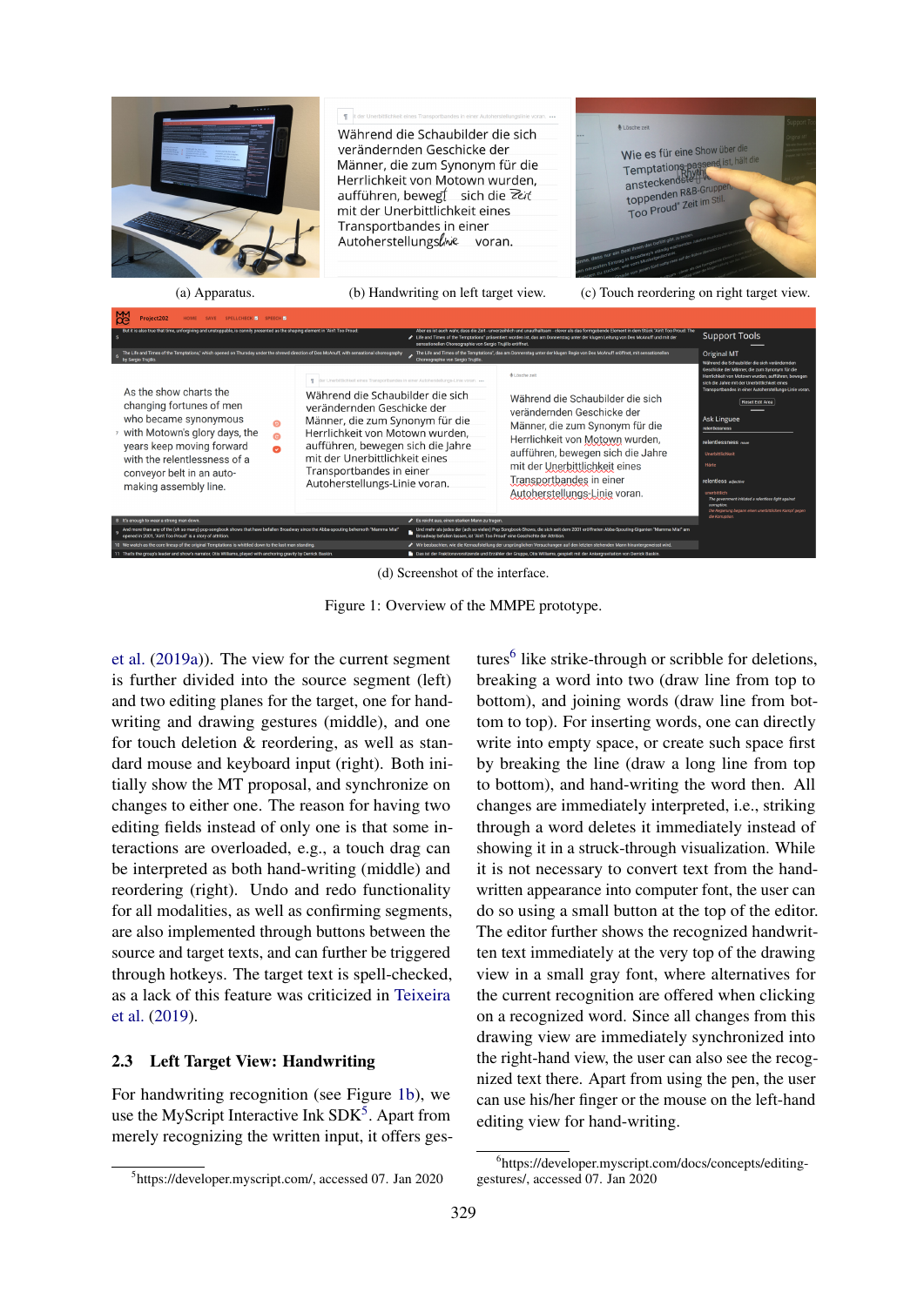(a) Apparatus.

(b) Handwriting on left target view.

(c) Touch reordering on right target view.

(d) Screenshot of the interface.

Figure 1: Overview of the MMPE prototype.

et al. (2019a)). The view for the current segment is further divided into the source segment (left) and two editing planes for the target, one for handwriting and drawing gestures (middle), and one for touch deletion & reordering, as well as standard mouse and keyboard input (right). Both initially show the MT proposal, and synchronize on changes to either one. The reason for having two editing fields instead of only one is that some interactions are overloaded, e.g., a touch drag can be interpreted as both hand-writing (middle) and reordering (right). Undo and redo functionality for all modalities, as well as confirming segments, are also implemented through buttons between the source and target texts, and can further be triggered through hotkeys. The target text is spell-checked, as a lack of this feature was criticized in Teixeira et al. (2019).

## 2.3 Left Target View: Handwriting

For handwriting recognition (see Figure 1b), we use the MyScript Interactive Ink SDK[5]. Apart from merely recognizing the written input, it offers gestures[6] like strike-through or scribble for deletions, breaking a word into two (draw line from top to bottom), and joining words (draw line from bottom to top). For inserting words, one can directly write into empty space, or create such space first by breaking the line (draw a long line from top to bottom), and hand-writing the word then. All changes are immediately interpreted, i.e., striking through a word deletes it immediately instead of showing it in a struck-through visualization. While it is not necessary to convert text from the handwritten appearance into computer font, the user can do so using a small button at the top of the editor. The editor further shows the recognized handwritten text immediately at the very top of the drawing view in a small gray font, where alternatives for the current recognition are offered when clicking on a recognized word. Since all changes from this drawing view are immediately synchronized into the right-hand view, the user can also see the recognized text there. Apart from using the pen, the user can use his/her finger or the mouse on the left-hand editing view for hand-writing.

[5] https://developer.myscript.com/, accessed 07. Jan 2020

[6] https://developer.myscript.com/docs/concepts/editing-gestures/, accessed 07. Jan 2020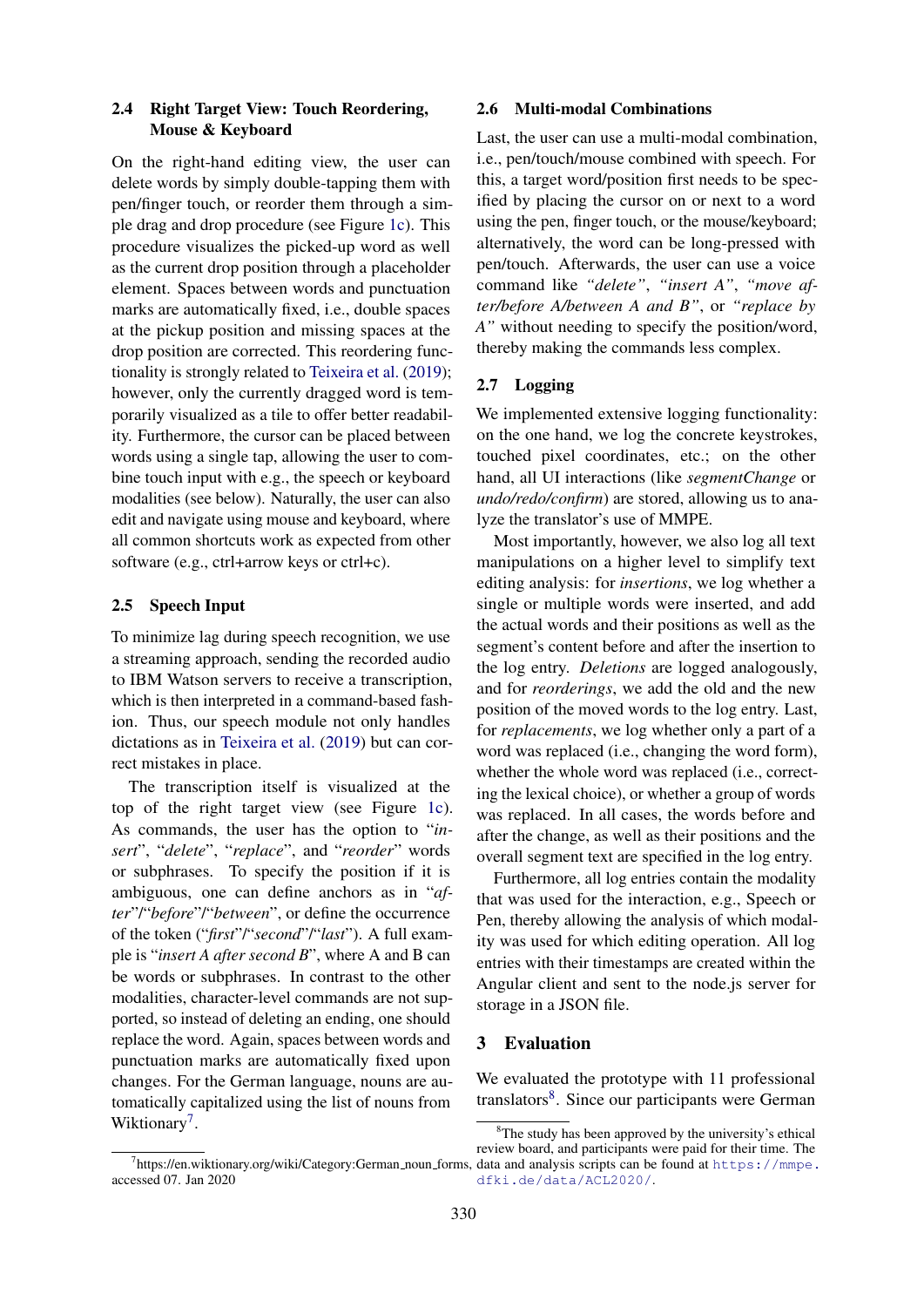## 2.4 Right Target View: Touch Reordering, Mouse & Keyboard

On the right-hand editing view, the user can delete words by simply double-tapping them with pen/finger touch, or reorder them through a simple drag and drop procedure (see Figure 1c). This procedure visualizes the picked-up word as well as the current drop position through a placeholder element. Spaces between words and punctuation marks are automatically fixed, i.e., double spaces at the pickup position and missing spaces at the drop position are corrected. This reordering functionality is strongly related to Teixeira et al. (2019); however, only the currently dragged word is temporarily visualized as a tile to offer better readability. Furthermore, the cursor can be placed between words using a single tap, allowing the user to combine touch input with e.g., the speech or keyboard modalities (see below). Naturally, the user can also edit and navigate using mouse and keyboard, where all common shortcuts work as expected from other software (e.g., ctrl+arrow keys or ctrl+c).

## 2.5 Speech Input

To minimize lag during speech recognition, we use a streaming approach, sending the recorded audio to IBM Watson servers to receive a transcription, which is then interpreted in a command-based fashion. Thus, our speech module not only handles dictations as in Teixeira et al. (2019) but can correct mistakes in place.

The transcription itself is visualized at the top of the right target view (see Figure 1c). As commands, the user has the option to "*insert*", "*delete*", "*replace*", and "*reorder*" words or subphrases. To specify the position if it is ambiguous, one can define anchors as in "*after*"/"*before*"/"*between*", or define the occurrence of the token ("*first*"/"*second*"/"*last*"). A full example is "*insert A after second B*", where A and B can be words or subphrases. In contrast to the other modalities, character-level commands are not supported, so instead of deleting an ending, one should replace the word. Again, spaces between words and punctuation marks are automatically fixed upon changes. For the German language, nouns are automatically capitalized using the list of nouns from Wiktionary[7].

## 2.6 Multi-modal Combinations

Last, the user can use a multi-modal combination, i.e., pen/touch/mouse combined with speech. For this, a target word/position first needs to be specified by placing the cursor on or next to a word using the pen, finger touch, or the mouse/keyboard; alternatively, the word can be long-pressed with pen/touch. Afterwards, the user can use a voice command like *"delete"*, *"insert A"*, *"move after/before A/between A and B"*, or *"replace by A"* without needing to specify the position/word, thereby making the commands less complex.

## 2.7 Logging

We implemented extensive logging functionality: on the one hand, we log the concrete keystrokes, touched pixel coordinates, etc.; on the other hand, all UI interactions (like *segmentChange* or *undo/redo/confirm*) are stored, allowing us to analyze the translator's use of MMPE.

Most importantly, however, we also log all text manipulations on a higher level to simplify text editing analysis: for *insertions*, we log whether a single or multiple words were inserted, and add the actual words and their positions as well as the segment's content before and after the insertion to the log entry. *Deletions* are logged analogously, and for *reorderings*, we add the old and the new position of the moved words to the log entry. Last, for *replacements*, we log whether only a part of a word was replaced (i.e., changing the word form), whether the whole word was replaced (i.e., correcting the lexical choice), or whether a group of words was replaced. In all cases, the words before and after the change, as well as their positions and the overall segment text are specified in the log entry.

Furthermore, all log entries contain the modality that was used for the interaction, e.g., Speech or Pen, thereby allowing the analysis of which modality was used for which editing operation. All log entries with their timestamps are created within the Angular client and sent to the node.js server for storage in a JSON file.

# 3 Evaluation

We evaluated the prototype with 11 professional translators[8]. Since our participants were German

[7] https://en.wiktionary.org/wiki/Category:German_noun_forms, accessed 07. Jan 2020

[8] The study has been approved by the university's ethical review board, and participants were paid for their time. The data and analysis scripts can be found at https://mmpe.dfki.de/data/ACL2020/.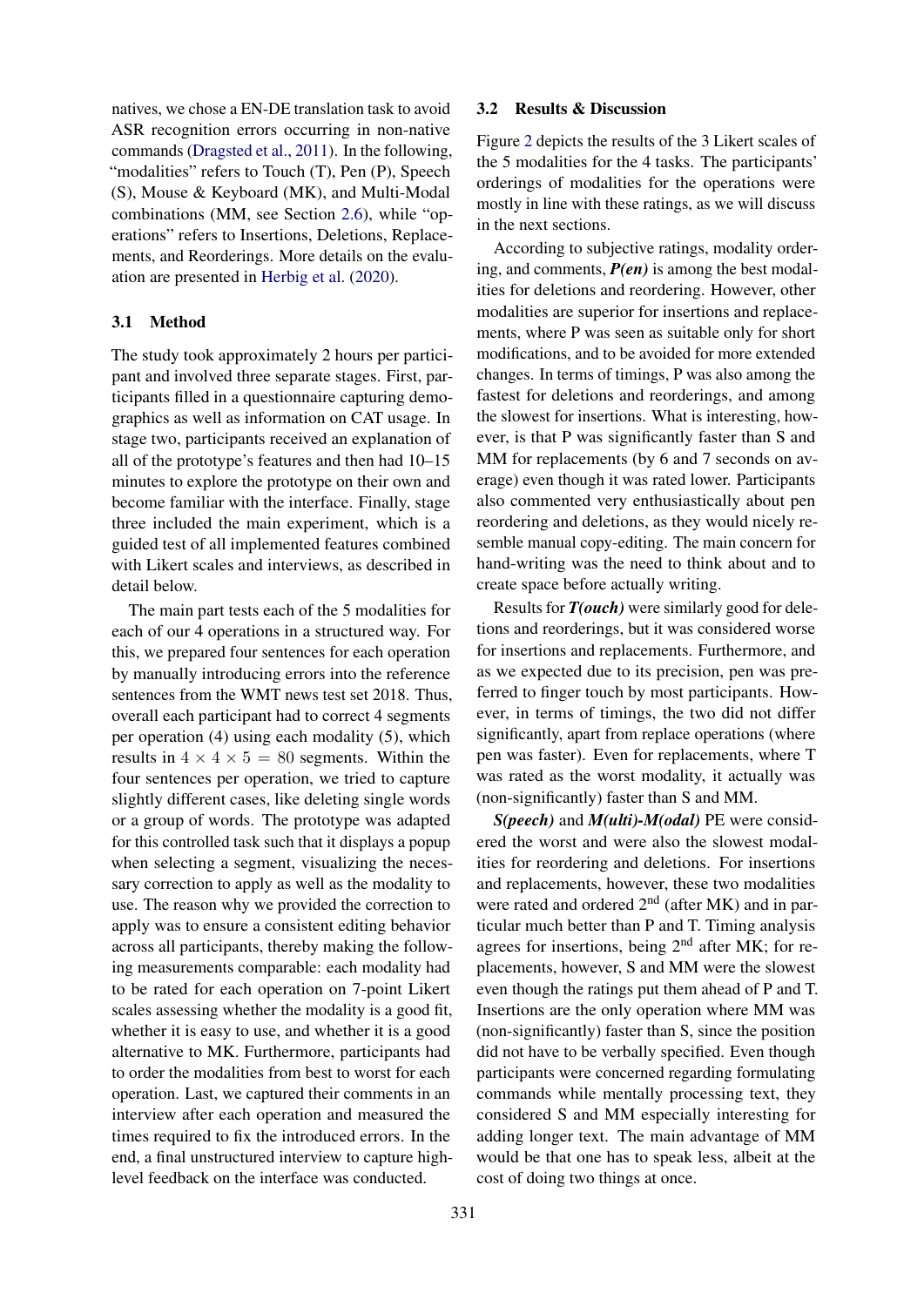natives, we chose a EN-DE translation task to avoid ASR recognition errors occurring in non-native commands (Dragsted et al., 2011). In the following, "modalities" refers to Touch (T), Pen (P), Speech (S), Mouse & Keyboard (MK), and Multi-Modal combinations (MM, see Section 2.6), while "operations" refers to Insertions, Deletions, Replacements, and Reorderings. More details on the evaluation are presented in Herbig et al. (2020).

### 3.1 Method

The study took approximately 2 hours per participant and involved three separate stages. First, participants filled in a questionnaire capturing demographics as well as information on CAT usage. In stage two, participants received an explanation of all of the prototype's features and then had 10–15 minutes to explore the prototype on their own and become familiar with the interface. Finally, stage three included the main experiment, which is a guided test of all implemented features combined with Likert scales and interviews, as described in detail below.

The main part tests each of the 5 modalities for each of our 4 operations in a structured way. For this, we prepared four sentences for each operation by manually introducing errors into the reference sentences from the WMT news test set 2018. Thus, overall each participant had to correct 4 segments per operation (4) using each modality (5), which results in $4 \times 4 \times 5 = 80$ segments. Within the four sentences per operation, we tried to capture slightly different cases, like deleting single words or a group of words. The prototype was adapted for this controlled task such that it displays a popup when selecting a segment, visualizing the necessary correction to apply as well as the modality to use. The reason why we provided the correction to apply was to ensure a consistent editing behavior across all participants, thereby making the following measurements comparable: each modality had to be rated for each operation on 7-point Likert scales assessing whether the modality is a good fit, whether it is easy to use, and whether it is a good alternative to MK. Furthermore, participants had to order the modalities from best to worst for each operation. Last, we captured their comments in an interview after each operation and measured the times required to fix the introduced errors. In the end, a final unstructured interview to capture high-level feedback on the interface was conducted.

### 3.2 Results & Discussion

Figure 2 depicts the results of the 3 Likert scales of the 5 modalities for the 4 tasks. The participants' orderings of modalities for the operations were mostly in line with these ratings, as we will discuss in the next sections.

According to subjective ratings, modality ordering, and comments, ***P(en)*** is among the best modalities for deletions and reordering. However, other modalities are superior for insertions and replacements, where P was seen as suitable only for short modifications, and to be avoided for more extended changes. In terms of timings, P was also among the fastest for deletions and reorderings, and among the slowest for insertions. What is interesting, however, is that P was significantly faster than S and MM for replacements (by 6 and 7 seconds on average) even though it was rated lower. Participants also commented very enthusiastically about pen reordering and deletions, as they would nicely resemble manual copy-editing. The main concern for hand-writing was the need to think about and to create space before actually writing.

Results for ***T(ouch)*** were similarly good for deletions and reorderings, but it was considered worse for insertions and replacements. Furthermore, and as we expected due to its precision, pen was preferred to finger touch by most participants. However, in terms of timings, the two did not differ significantly, apart from replace operations (where pen was faster). Even for replacements, where T was rated as the worst modality, it actually was (non-significantly) faster than S and MM.

***S(peech)*** and ***M(ulti)-M(odal)*** PE were considered the worst and were also the slowest modalities for reordering and deletions. For insertions and replacements, however, these two modalities were rated and ordered 2nd (after MK) and in particular much better than P and T. Timing analysis agrees for insertions, being 2nd after MK; for replacements, however, S and MM were the slowest even though the ratings put them ahead of P and T. Insertions are the only operation where MM was (non-significantly) faster than S, since the position did not have to be verbally specified. Even though participants were concerned regarding formulating commands while mentally processing text, they considered S and MM especially interesting for adding longer text. The main advantage of MM would be that one has to speak less, albeit at the cost of doing two things at once.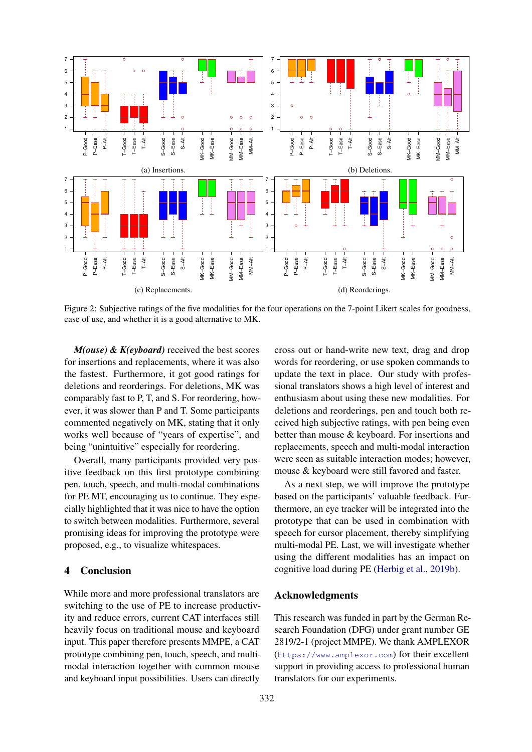(a) Insertions.

(b) Deletions.

(c) Replacements.

(d) Reorderings.

Figure 2: Subjective ratings of the five modalities for the four operations on the 7-point Likert scales for goodness, ease of use, and whether it is a good alternative to MK.

***M(ouse) & K(eyboard)*** received the best scores for insertions and replacements, where it was also the fastest. Furthermore, it got good ratings for deletions and reorderings. For deletions, MK was comparably fast to P, T, and S. For reordering, however, it was slower than P and T. Some participants commented negatively on MK, stating that it only works well because of "years of expertise", and being "unintuitive" especially for reordering.

Overall, many participants provided very positive feedback on this first prototype combining pen, touch, speech, and multi-modal combinations for PE MT, encouraging us to continue. They especially highlighted that it was nice to have the option to switch between modalities. Furthermore, several promising ideas for improving the prototype were proposed, e.g., to visualize whitespaces.

## 4 Conclusion

While more and more professional translators are switching to the use of PE to increase productivity and reduce errors, current CAT interfaces still heavily focus on traditional mouse and keyboard input. This paper therefore presents MMPE, a CAT prototype combining pen, touch, speech, and multi-modal interaction together with common mouse and keyboard input possibilities. Users can directly cross out or hand-write new text, drag and drop words for reordering, or use spoken commands to update the text in place. Our study with professional translators shows a high level of interest and enthusiasm about using these new modalities. For deletions and reorderings, pen and touch both received high subjective ratings, with pen being even better than mouse & keyboard. For insertions and replacements, speech and multi-modal interaction were seen as suitable interaction modes; however, mouse & keyboard were still favored and faster.

As a next step, we will improve the prototype based on the participants' valuable feedback. Furthermore, an eye tracker will be integrated into the prototype that can be used in combination with speech for cursor placement, thereby simplifying multi-modal PE. Last, we will investigate whether using the different modalities has an impact on cognitive load during PE (Herbig et al., 2019b).

## Acknowledgments

This research was funded in part by the German Research Foundation (DFG) under grant number GE 2819/2-1 (project MMPE). We thank AMPLEXOR (`https://www.amplexor.com`) for their excellent support in providing access to professional human translators for our experiments.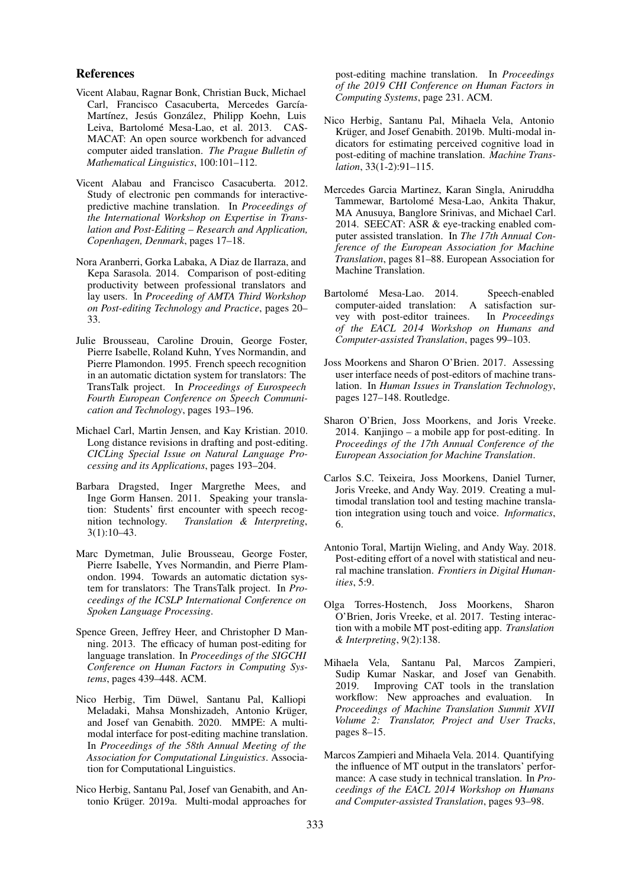## References

Vicent Alabau, Ragnar Bonk, Christian Buck, Michael Carl, Francisco Casacuberta, Mercedes García-Martínez, Jesús González, Philipp Koehn, Luis Leiva, Bartolomé Mesa-Lao, et al. 2013. CASMACAT: An open source workbench for advanced computer aided translation. *The Prague Bulletin of Mathematical Linguistics*, 100:101–112.

Vicent Alabau and Francisco Casacuberta. 2012. Study of electronic pen commands for interactive-predictive machine translation. In *Proceedings of the International Workshop on Expertise in Translation and Post-Editing – Research and Application, Copenhagen, Denmark*, pages 17–18.

Nora Aranberri, Gorka Labaka, A Diaz de Ilarraza, and Kepa Sarasola. 2014. Comparison of post-editing productivity between professional translators and lay users. In *Proceeding of AMTA Third Workshop on Post-editing Technology and Practice*, pages 20–33.

Julie Brousseau, Caroline Drouin, George Foster, Pierre Isabelle, Roland Kuhn, Yves Normandin, and Pierre Plamondon. 1995. French speech recognition in an automatic dictation system for translators: The TransTalk project. In *Proceedings of Eurospeech Fourth European Conference on Speech Communication and Technology*, pages 193–196.

Michael Carl, Martin Jensen, and Kay Kristian. 2010. Long distance revisions in drafting and post-editing. *CICLing Special Issue on Natural Language Processing and its Applications*, pages 193–204.

Barbara Dragsted, Inger Margrethe Mees, and Inge Gorm Hansen. 2011. Speaking your translation: Students' first encounter with speech recognition technology. *Translation & Interpreting*, 3(1):10–43.

Marc Dymetman, Julie Brousseau, George Foster, Pierre Isabelle, Yves Normandin, and Pierre Plamondon. 1994. Towards an automatic dictation system for translators: The TransTalk project. In *Proceedings of the ICSLP International Conference on Spoken Language Processing*.

Spence Green, Jeffrey Heer, and Christopher D Manning. 2013. The efficacy of human post-editing for language translation. In *Proceedings of the SIGCHI Conference on Human Factors in Computing Systems*, pages 439–448. ACM.

Nico Herbig, Tim Düwel, Santanu Pal, Kalliopi Meladaki, Mahsa Monshizadeh, Antonio Krüger, and Josef van Genabith. 2020. MMPE: A multimodal interface for post-editing machine translation. In *Proceedings of the 58th Annual Meeting of the Association for Computational Linguistics*. Association for Computational Linguistics.

Nico Herbig, Santanu Pal, Josef van Genabith, and Antonio Krüger. 2019a. Multi-modal approaches for post-editing machine translation. In *Proceedings of the 2019 CHI Conference on Human Factors in Computing Systems*, page 231. ACM.

Nico Herbig, Santanu Pal, Mihaela Vela, Antonio Krüger, and Josef Genabith. 2019b. Multi-modal indicators for estimating perceived cognitive load in post-editing of machine translation. *Machine Translation*, 33(1-2):91–115.

Mercedes Garcia Martinez, Karan Singla, Aniruddha Tammewar, Bartolomé Mesa-Lao, Ankita Thakur, MA Anusuya, Banglore Srinivas, and Michael Carl. 2014. SEECAT: ASR & eye-tracking enabled computer assisted translation. *The 17th Annual Conference of the European Association for Machine Translation*, pages 81–88. European Association for Machine Translation.

Bartolomé Mesa-Lao. 2014. Speech-enabled computer-aided translation: A satisfaction survey with post-editor trainees. In *Proceedings of the EACL 2014 Workshop on Humans and Computer-assisted Translation*, pages 99–103.

Joss Moorkens and Sharon O'Brien. 2017. Assessing user interface needs of post-editors of machine translation. In *Human Issues in Translation Technology*, pages 127–148. Routledge.

Sharon O'Brien, Joss Moorkens, and Joris Vreeke. 2014. Kanjingo – a mobile app for post-editing. In *Proceedings of the 17th Annual Conference of the European Association for Machine Translation*.

Carlos S.C. Teixeira, Joss Moorkens, Daniel Turner, Joris Vreeke, and Andy Way. 2019. Creating a multimodal translation tool and testing machine translation integration using touch and voice. *Informatics*, 6.

Antonio Toral, Martijn Wieling, and Andy Way. 2018. Post-editing effort of a novel with statistical and neural machine translation. *Frontiers in Digital Humanities*, 5:9.

Olga Torres-Hostench, Joss Moorkens, Sharon O'Brien, Joris Vreeke, et al. 2017. Testing interaction with a mobile MT post-editing app. *Translation & Interpreting*, 9(2):138.

Mihaela Vela, Santanu Pal, Marcos Zampieri, Sudip Kumar Naskar, and Josef van Genabith. 2019. Improving CAT tools in the translation workflow: New approaches and evaluation. In *Proceedings of Machine Translation Summit XVII Volume 2: Translator, Project and User Tracks*, pages 8–15.

Marcos Zampieri and Mihaela Vela. 2014. Quantifying the influence of MT output in the translators' performance: A case study in technical translation. In *Proceedings of the EACL 2014 Workshop on Humans and Computer-assisted Translation*, pages 93–98.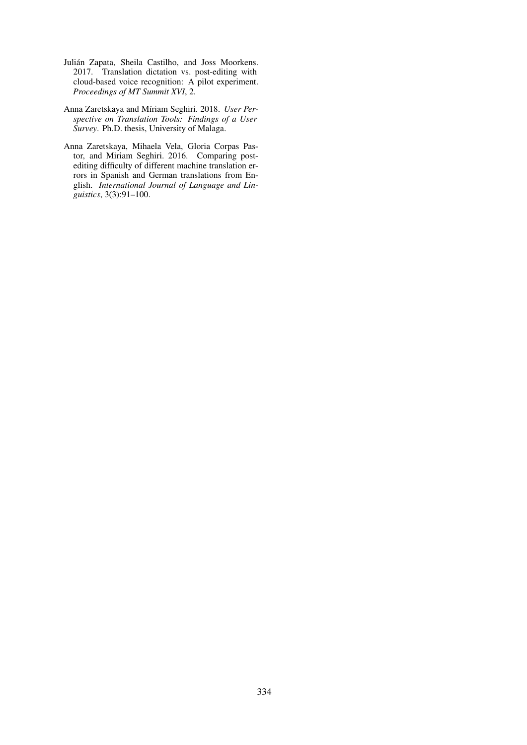Julián Zapata, Sheila Castilho, and Joss Moorkens. 2017. Translation dictation vs. post-editing with cloud-based voice recognition: A pilot experiment. *Proceedings of MT Summit XVI*, 2.

Anna Zaretskaya and Míriam Seghiri. 2018. *User Perspective on Translation Tools: Findings of a User Survey*. Ph.D. thesis, University of Malaga.

Anna Zaretskaya, Mihaela Vela, Gloria Corpas Pastor, and Miriam Seghiri. 2016. Comparing post-editing difficulty of different machine translation errors in Spanish and German translations from English. *International Journal of Language and Linguistics*, 3(3):91–100.